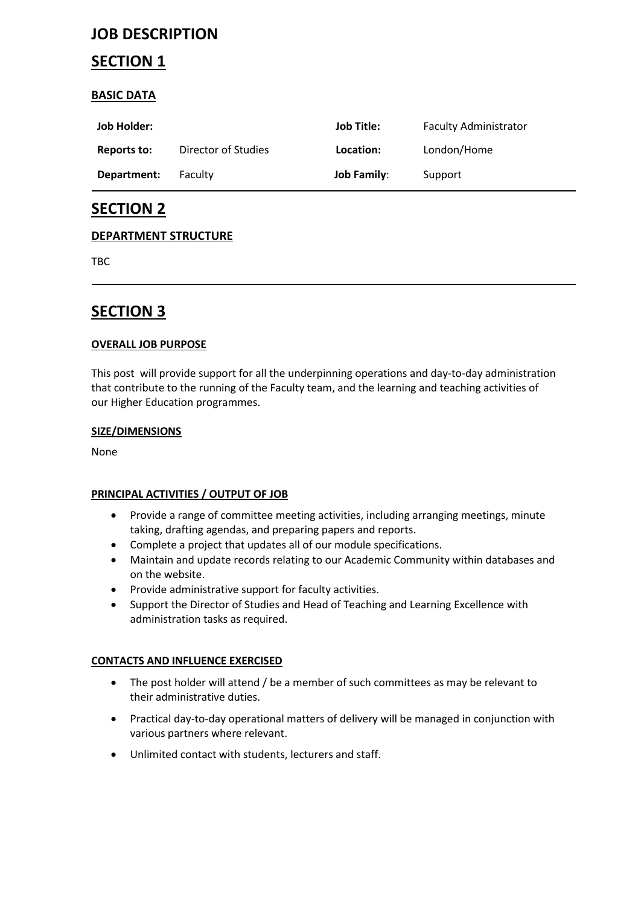# JOB DESCRIPTION

## SECTION 1

### BASIC DATA

| Job Holder: | | Job Title: | Faculty Administrator |
|---|---|---|---|
| **Reports to:** | Director of Studies | **Location:** | London/Home |
| **Department:** | Faculty | **Job Family:** | Support |

## SECTION 2

### DEPARTMENT STRUCTURE

TBC

## SECTION 3

### OVERALL JOB PURPOSE

This post will provide support for all the underpinning operations and day-to-day administration that contribute to the running of the Faculty team, and the learning and teaching activities of our Higher Education programmes.

### SIZE/DIMENSIONS

None

### PRINCIPAL ACTIVITIES / OUTPUT OF JOB

- Provide a range of committee meeting activities, including arranging meetings, minute taking, drafting agendas, and preparing papers and reports.
- Complete a project that updates all of our module specifications.
- Maintain and update records relating to our Academic Community within databases and on the website.
- Provide administrative support for faculty activities.
- Support the Director of Studies and Head of Teaching and Learning Excellence with administration tasks as required.

### CONTACTS AND INFLUENCE EXERCISED

- The post holder will attend / be a member of such committees as may be relevant to their administrative duties.
- Practical day-to-day operational matters of delivery will be managed in conjunction with various partners where relevant.
- Unlimited contact with students, lecturers and staff.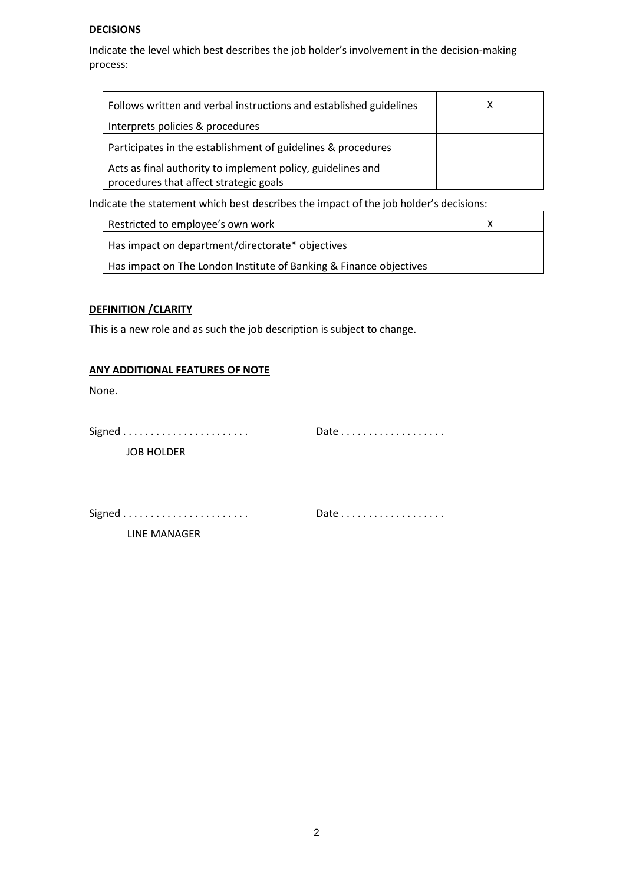**DECISIONS**

Indicate the level which best describes the job holder's involvement in the decision-making process:

| | |
|---|---|
| Follows written and verbal instructions and established guidelines | X |
| Interprets policies & procedures | |
| Participates in the establishment of guidelines & procedures | |
| Acts as final authority to implement policy, guidelines and procedures that affect strategic goals | |

Indicate the statement which best describes the impact of the job holder's decisions:

| | |
|---|---|
| Restricted to employee's own work | X |
| Has impact on department/directorate* objectives | |
| Has impact on The London Institute of Banking & Finance objectives | |

**DEFINITION /CLARITY**

This is a new role and as such the job description is subject to change.

**ANY ADDITIONAL FEATURES OF NOTE**

None.

Signed . . . . . . . . . . . . . . . . . . . . . . .     Date . . . . . . . . . . . . . . . . . . .

JOB HOLDER

Signed . . . . . . . . . . . . . . . . . . . . . . .     Date . . . . . . . . . . . . . . . . . . .

LINE MANAGER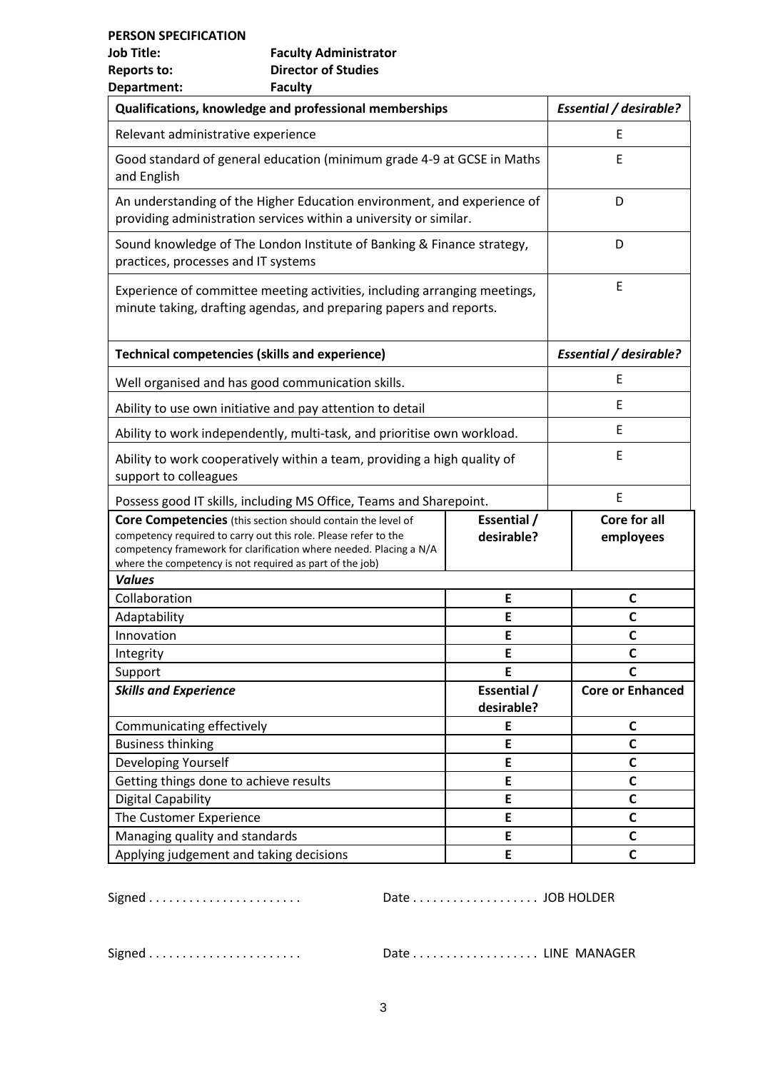**PERSON SPECIFICATION**

**Job Title:** **Faculty Administrator**
**Reports to:** **Director of Studies**
**Department:** **Faculty**

| **Qualifications, knowledge and professional memberships** | ***Essential / desirable?*** |
|---|---|
| Relevant administrative experience | E |
| Good standard of general education (minimum grade 4-9 at GCSE in Maths and English | E |
| An understanding of the Higher Education environment, and experience of providing administration services within a university or similar. | D |
| Sound knowledge of The London Institute of Banking & Finance strategy, practices, processes and IT systems | D |
| Experience of committee meeting activities, including arranging meetings, minute taking, drafting agendas, and preparing papers and reports. | E |

| **Technical competencies (skills and experience)** | ***Essential / desirable?*** |
|---|---|
| Well organised and has good communication skills. | E |
| Ability to use own initiative and pay attention to detail | E |
| Ability to work independently, multi-task, and prioritise own workload. | E |
| Ability to work cooperatively within a team, providing a high quality of support to colleagues | E |
| Possess good IT skills, including MS Office, Teams and Sharepoint. | E |

| **Core Competencies** (this section should contain the level of competency required to carry out this role. Please refer to the competency framework for clarification where needed. Placing a N/A where the competency is not required as part of the job) | **Essential / desirable?** | **Core for all employees** |
|---|---|---|
| ***Values*** | | |
| Collaboration | **E** | **C** |
| Adaptability | **E** | **C** |
| Innovation | **E** | **C** |
| Integrity | **E** | **C** |
| Support | **E** | **C** |
| ***Skills and Experience*** | **Essential / desirable?** | **Core or Enhanced** |
| Communicating effectively | **E** | **C** |
| Business thinking | **E** | **C** |
| Developing Yourself | **E** | **C** |
| Getting things done to achieve results | **E** | **C** |
| Digital Capability | **E** | **C** |
| The Customer Experience | **E** | **C** |
| Managing quality and standards | **E** | **C** |
| Applying judgement and taking decisions | **E** | **C** |

Signed . . . . . . . . . . . . . . . . . . . . . . . Date . . . . . . . . . . . . . . . . . . . JOB HOLDER

Signed . . . . . . . . . . . . . . . . . . . . . . . Date . . . . . . . . . . . . . . . . . . . LINE MANAGER